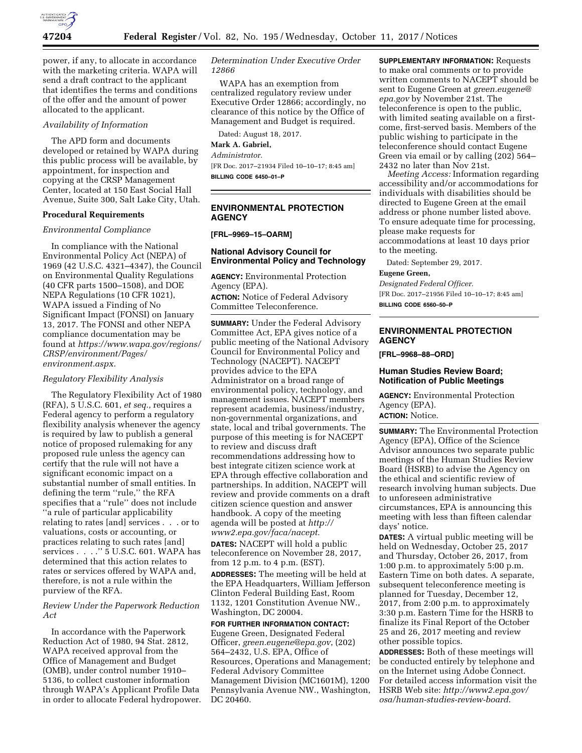power, if any, to allocate in accordance with the marketing criteria. WAPA will send a draft contract to the applicant that identifies the terms and conditions of the offer and the amount of power allocated to the applicant.

*Availability of Information*

The APD form and documents developed or retained by WAPA during this public process will be available, by appointment, for inspection and copying at the CRSP Management Center, located at 150 East Social Hall Avenue, Suite 300, Salt Lake City, Utah.

**Procedural Requirements**

*Environmental Compliance*

In compliance with the National Environmental Policy Act (NEPA) of 1969 (42 U.S.C. 4321–4347), the Council on Environmental Quality Regulations (40 CFR parts 1500–1508), and DOE NEPA Regulations (10 CFR 1021), WAPA issued a Finding of No Significant Impact (FONSI) on January 13, 2017. The FONSI and other NEPA compliance documentation may be found at *https://www.wapa.gov/regions/CRSP/environment/Pages/environment.aspx.*

*Regulatory Flexibility Analysis*

The Regulatory Flexibility Act of 1980 (RFA), 5 U.S.C. 601, *et seq.,* requires a Federal agency to perform a regulatory flexibility analysis whenever the agency is required by law to publish a general notice of proposed rulemaking for any proposed rule unless the agency can certify that the rule will not have a significant economic impact on a substantial number of small entities. In defining the term ''rule,'' the RFA specifies that a ''rule'' does not include ''a rule of particular applicability relating to rates [and] services . . . or to valuations, costs or accounting, or practices relating to such rates [and] services . . . .'' 5 U.S.C. 601. WAPA has determined that this action relates to rates or services offered by WAPA and, therefore, is not a rule within the purview of the RFA.

*Review Under the Paperwork Reduction Act*

In accordance with the Paperwork Reduction Act of 1980, 94 Stat. 2812, WAPA received approval from the Office of Management and Budget (OMB), under control number 1910–5136, to collect customer information through WAPA's Applicant Profile Data in order to allocate Federal hydropower.

*Determination Under Executive Order 12866*

WAPA has an exemption from centralized regulatory review under Executive Order 12866; accordingly, no clearance of this notice by the Office of Management and Budget is required.

Dated: August 18, 2017.

**Mark A. Gabriel,**

*Administrator.*

[FR Doc. 2017–21934 Filed 10–10–17; 8:45 am]

**BILLING CODE 6450–01–P**

## ENVIRONMENTAL PROTECTION AGENCY

**[FRL–9969–15–OARM]**

### National Advisory Council for Environmental Policy and Technology

**AGENCY:** Environmental Protection Agency (EPA).

**ACTION:** Notice of Federal Advisory Committee Teleconference.

**SUMMARY:** Under the Federal Advisory Committee Act, EPA gives notice of a public meeting of the National Advisory Council for Environmental Policy and Technology (NACEPT). NACEPT provides advice to the EPA Administrator on a broad range of environmental policy, technology, and management issues. NACEPT members represent academia, business/industry, non-governmental organizations, and state, local and tribal governments. The purpose of this meeting is for NACEPT to review and discuss draft recommendations addressing how to best integrate citizen science work at EPA through effective collaboration and partnerships. In addition, NACEPT will review and provide comments on a draft citizen science question and answer handbook. A copy of the meeting agenda will be posted at *http://www2.epa.gov/faca/nacept.*

**DATES:** NACEPT will hold a public teleconference on November 28, 2017, from 12 p.m. to 4 p.m. (EST).

**ADDRESSES:** The meeting will be held at the EPA Headquarters, William Jefferson Clinton Federal Building East, Room 1132, 1201 Constitution Avenue NW., Washington, DC 20004.

**FOR FURTHER INFORMATION CONTACT:** Eugene Green, Designated Federal Officer, *green.eugene@epa.gov*, (202) 564–2432, U.S. EPA, Office of Resources, Operations and Management; Federal Advisory Committee Management Division (MC1601M), 1200 Pennsylvania Avenue NW., Washington, DC 20460.

**SUPPLEMENTARY INFORMATION:** Requests to make oral comments or to provide written comments to NACEPT should be sent to Eugene Green at *green.eugene@epa.gov* by November 21st. The teleconference is open to the public, with limited seating available on a first-come, first-served basis. Members of the public wishing to participate in the teleconference should contact Eugene Green via email or by calling (202) 564–2432 no later than Nov 21st.

*Meeting Access:* Information regarding accessibility and/or accommodations for individuals with disabilities should be directed to Eugene Green at the email address or phone number listed above. To ensure adequate time for processing, please make requests for accommodations at least 10 days prior to the meeting.

Dated: September 29, 2017.

**Eugene Green,**

*Designated Federal Officer.*

[FR Doc. 2017–21956 Filed 10–10–17; 8:45 am]

**BILLING CODE 6560–50–P**

## ENVIRONMENTAL PROTECTION AGENCY

**[FRL–9968–88–ORD]**

### Human Studies Review Board; Notification of Public Meetings

**AGENCY:** Environmental Protection Agency (EPA).

**ACTION:** Notice.

**SUMMARY:** The Environmental Protection Agency (EPA), Office of the Science Advisor announces two separate public meetings of the Human Studies Review Board (HSRB) to advise the Agency on the ethical and scientific review of research involving human subjects. Due to unforeseen administrative circumstances, EPA is announcing this meeting with less than fifteen calendar days' notice.

**DATES:** A virtual public meeting will be held on Wednesday, October 25, 2017 and Thursday, October 26, 2017, from 1:00 p.m. to approximately 5:00 p.m. Eastern Time on both dates. A separate, subsequent teleconference meeting is planned for Tuesday, December 12, 2017, from 2:00 p.m. to approximately 3:30 p.m. Eastern Time for the HSRB to finalize its Final Report of the October 25 and 26, 2017 meeting and review other possible topics.

**ADDRESSES:** Both of these meetings will be conducted entirely by telephone and on the Internet using Adobe Connect. For detailed access information visit the HSRB Web site: *http://www2.epa.gov/osa/human-studies-review-board.*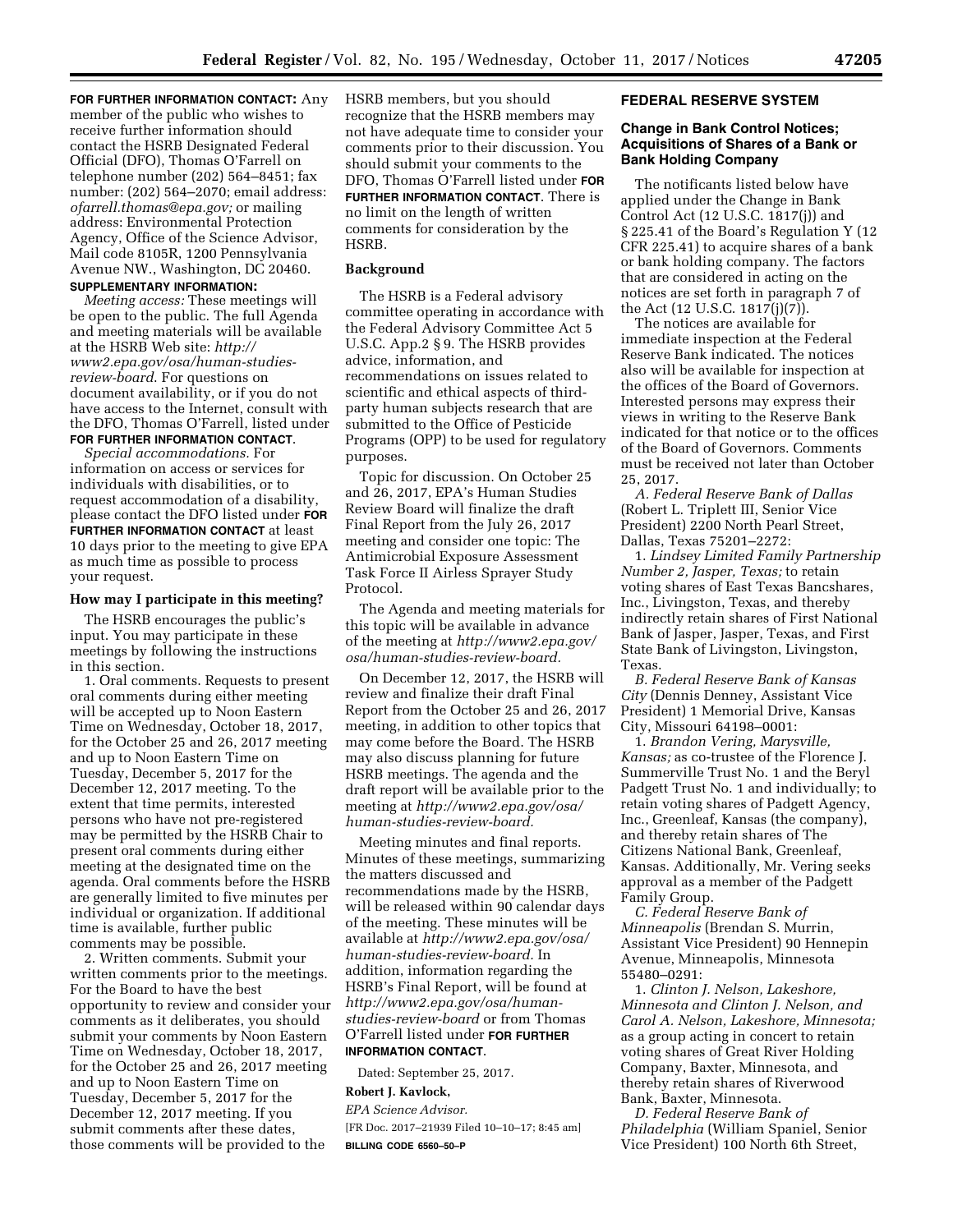**FOR FURTHER INFORMATION CONTACT:** Any member of the public who wishes to receive further information should contact the HSRB Designated Federal Official (DFO), Thomas O'Farrell on telephone number (202) 564–8451; fax number: (202) 564–2070; email address: *ofarrell.thomas@epa.gov;* or mailing address: Environmental Protection Agency, Office of the Science Advisor, Mail code 8105R, 1200 Pennsylvania Avenue NW., Washington, DC 20460.

**SUPPLEMENTARY INFORMATION:**

*Meeting access:* These meetings will be open to the public. The full Agenda and meeting materials will be available at the HSRB Web site: *http://www2.epa.gov/osa/human-studies-review-board*. For questions on document availability, or if you do not have access to the Internet, consult with the DFO, Thomas O'Farrell, listed under **FOR FURTHER INFORMATION CONTACT**.

*Special accommodations.* For information on access or services for individuals with disabilities, or to request accommodation of a disability, please contact the DFO listed under **FOR FURTHER INFORMATION CONTACT** at least 10 days prior to the meeting to give EPA as much time as possible to process your request.

### How may I participate in this meeting?

The HSRB encourages the public's input. You may participate in these meetings by following the instructions in this section.

1. Oral comments. Requests to present oral comments during either meeting will be accepted up to Noon Eastern Time on Wednesday, October 18, 2017, for the October 25 and 26, 2017 meeting and up to Noon Eastern Time on Tuesday, December 5, 2017 for the December 12, 2017 meeting. To the extent that time permits, interested persons who have not pre-registered may be permitted by the HSRB Chair to present oral comments during either meeting at the designated time on the agenda. Oral comments before the HSRB are generally limited to five minutes per individual or organization. If additional time is available, further public comments may be possible.

2. Written comments. Submit your written comments prior to the meetings. For the Board to have the best opportunity to review and consider your comments as it deliberates, you should submit your comments by Noon Eastern Time on Wednesday, October 18, 2017, for the October 25 and 26, 2017 meeting and up to Noon Eastern Time on Tuesday, December 5, 2017 for the December 12, 2017 meeting. If you submit comments after these dates, those comments will be provided to the HSRB members, but you should recognize that the HSRB members may not have adequate time to consider your comments prior to their discussion. You should submit your comments to the DFO, Thomas O'Farrell listed under **FOR FURTHER INFORMATION CONTACT**. There is no limit on the length of written comments for consideration by the HSRB.

### Background

The HSRB is a Federal advisory committee operating in accordance with the Federal Advisory Committee Act 5 U.S.C. App.2 § 9. The HSRB provides advice, information, and recommendations on issues related to scientific and ethical aspects of third-party human subjects research that are submitted to the Office of Pesticide Programs (OPP) to be used for regulatory purposes.

Topic for discussion. On October 25 and 26, 2017, EPA's Human Studies Review Board will finalize the draft Final Report from the July 26, 2017 meeting and consider one topic: The Antimicrobial Exposure Assessment Task Force II Airless Sprayer Study Protocol.

The Agenda and meeting materials for this topic will be available in advance of the meeting at *http://www2.epa.gov/osa/human-studies-review-board.*

On December 12, 2017, the HSRB will review and finalize their draft Final Report from the October 25 and 26, 2017 meeting, in addition to other topics that may come before the Board. The HSRB may also discuss planning for future HSRB meetings. The agenda and the draft report will be available prior to the meeting at *http://www2.epa.gov/osa/human-studies-review-board.*

Meeting minutes and final reports. Minutes of these meetings, summarizing the matters discussed and recommendations made by the HSRB, will be released within 90 calendar days of the meeting. These minutes will be available at *http://www2.epa.gov/osa/human-studies-review-board.* In addition, information regarding the HSRB's Final Report, will be found at *http://www2.epa.gov/osa/human-studies-review-board* or from Thomas O'Farrell listed under **FOR FURTHER INFORMATION CONTACT**.

Dated: September 25, 2017.

**Robert J. Kavlock,**

*EPA Science Advisor.*

[FR Doc. 2017–21939 Filed 10–10–17; 8:45 am]

**BILLING CODE 6560–50–P**

## FEDERAL RESERVE SYSTEM

### Change in Bank Control Notices; Acquisitions of Shares of a Bank or Bank Holding Company

The notificants listed below have applied under the Change in Bank Control Act (12 U.S.C. 1817(j)) and § 225.41 of the Board's Regulation Y (12 CFR 225.41) to acquire shares of a bank or bank holding company. The factors that are considered in acting on the notices are set forth in paragraph 7 of the Act (12 U.S.C. 1817(j)(7)).

The notices are available for immediate inspection at the Federal Reserve Bank indicated. The notices also will be available for inspection at the offices of the Board of Governors. Interested persons may express their views in writing to the Reserve Bank indicated for that notice or to the offices of the Board of Governors. Comments must be received not later than October 25, 2017.

*A. Federal Reserve Bank of Dallas* (Robert L. Triplett III, Senior Vice President) 2200 North Pearl Street, Dallas, Texas 75201–2272:

1. *Lindsey Limited Family Partnership Number 2, Jasper, Texas;* to retain voting shares of East Texas Bancshares, Inc., Livingston, Texas, and thereby indirectly retain shares of First National Bank of Jasper, Jasper, Texas, and First State Bank of Livingston, Livingston, Texas.

*B. Federal Reserve Bank of Kansas City* (Dennis Denney, Assistant Vice President) 1 Memorial Drive, Kansas City, Missouri 64198–0001:

1. *Brandon Vering, Marysville, Kansas;* as co-trustee of the Florence J. Summerville Trust No. 1 and the Beryl Padgett Trust No. 1 and individually; to retain voting shares of Padgett Agency, Inc., Greenleaf, Kansas (the company), and thereby retain shares of The Citizens National Bank, Greenleaf, Kansas. Additionally, Mr. Vering seeks approval as a member of the Padgett Family Group.

*C. Federal Reserve Bank of Minneapolis* (Brendan S. Murrin, Assistant Vice President) 90 Hennepin Avenue, Minneapolis, Minnesota 55480–0291:

1. *Clinton J. Nelson, Lakeshore, Minnesota and Clinton J. Nelson, and Carol A. Nelson, Lakeshore, Minnesota;* as a group acting in concert to retain voting shares of Great River Holding Company, Baxter, Minnesota, and thereby retain shares of Riverwood Bank, Baxter, Minnesota.

*D. Federal Reserve Bank of Philadelphia* (William Spaniel, Senior Vice President) 100 North 6th Street,